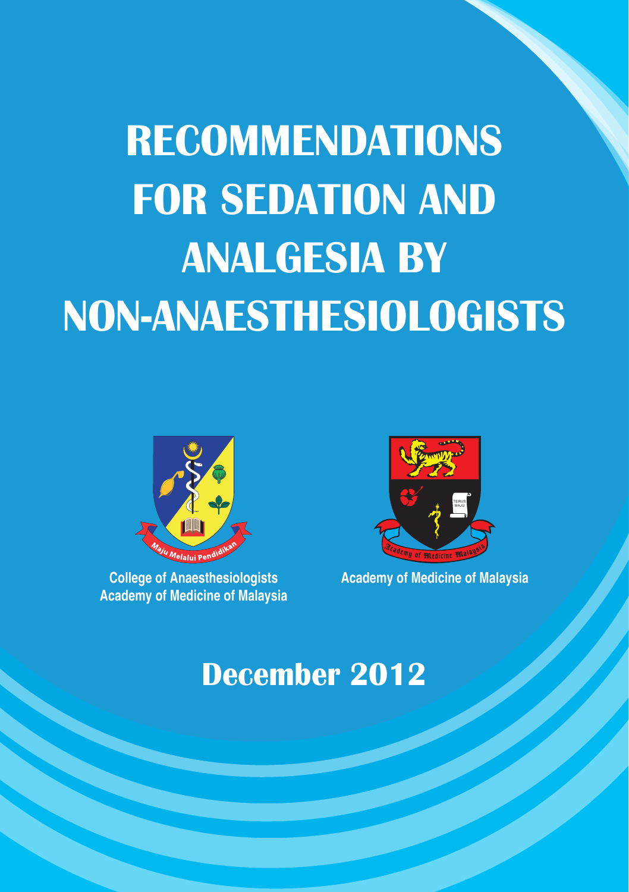# RECOMMENDATIONS FOR SEDATION AND ANALGESIA BY NON-ANAESTHESIOLOGISTS

College of Anaesthesiologists
Academy of Medicine of Malaysia

Academy of Medicine of Malaysia

## December 2012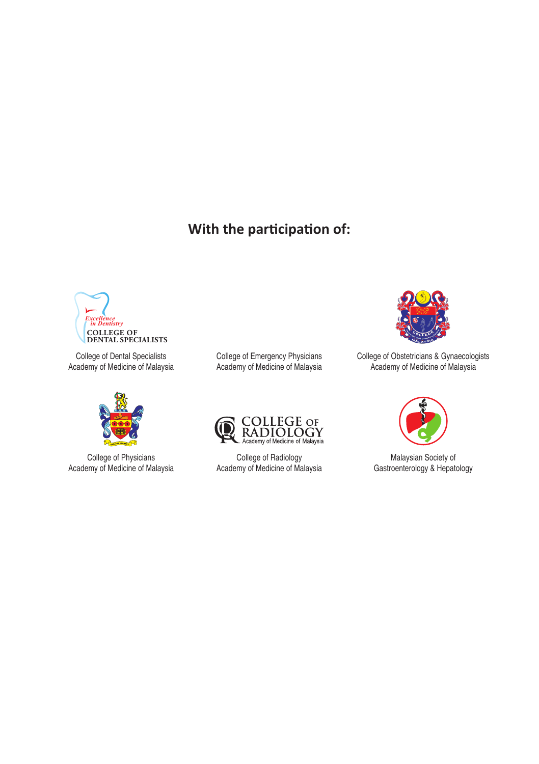## With the participation of:

College of Dental Specialists
Academy of Medicine of Malaysia

College of Emergency Physicians
Academy of Medicine of Malaysia

College of Obstetricians & Gynaecologists
Academy of Medicine of Malaysia

College of Physicians
Academy of Medicine of Malaysia

College of Radiology
Academy of Medicine of Malaysia

Malaysian Society of
Gastroenterology & Hepatology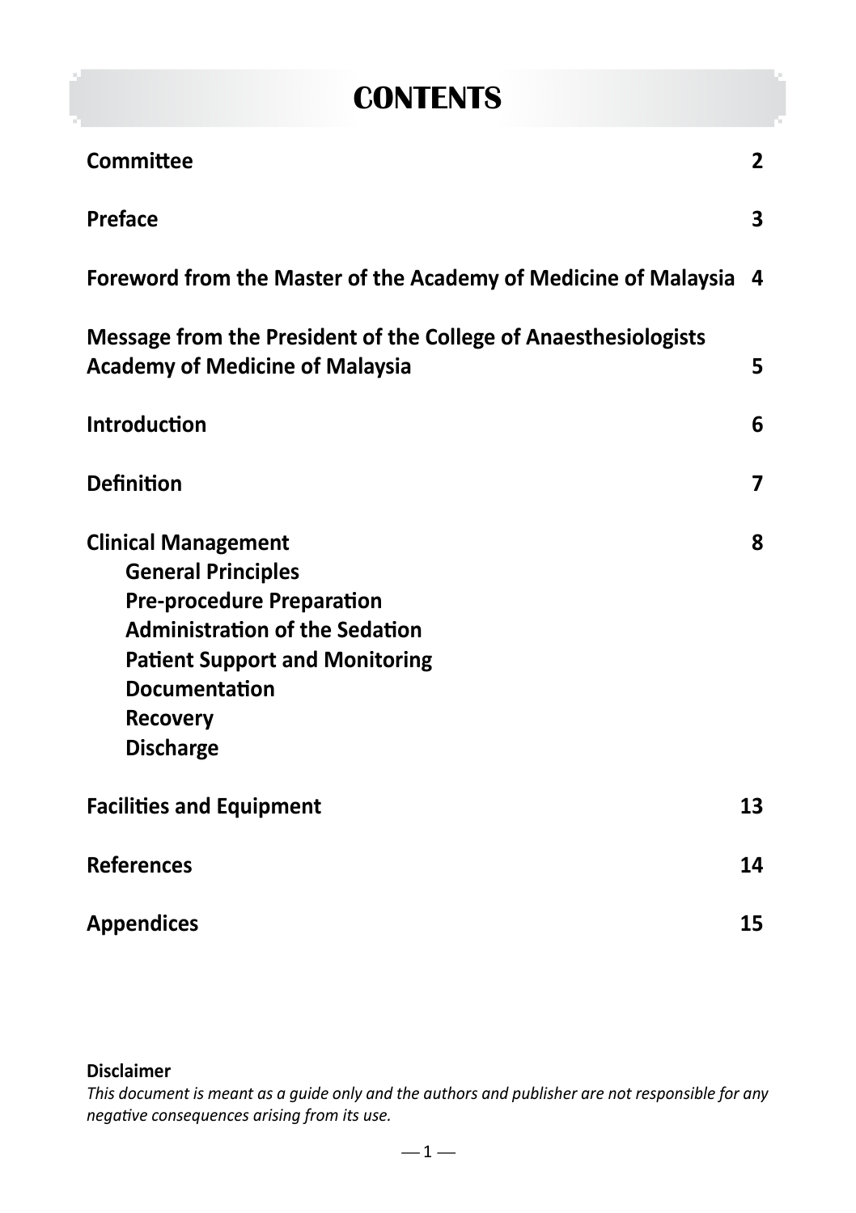# CONTENTS

| | |
|---|---|
| **Committee** | **2** |
| **Preface** | **3** |
| **Foreword from the Master of the Academy of Medicine of Malaysia** | **4** |
| **Message from the President of the College of Anaesthesiologists Academy of Medicine of Malaysia** | **5** |
| **Introduction** | **6** |
| **Definition** | **7** |
| **Clinical Management** | **8** |
| **General Principles** | |
| **Pre-procedure Preparation** | |
| **Administration of the Sedation** | |
| **Patient Support and Monitoring** | |
| **Documentation** | |
| **Recovery** | |
| **Discharge** | |
| **Facilities and Equipment** | **13** |
| **References** | **14** |
| **Appendices** | **15** |

**Disclaimer**

*This document is meant as a guide only and the authors and publisher are not responsible for any negative consequences arising from its use.*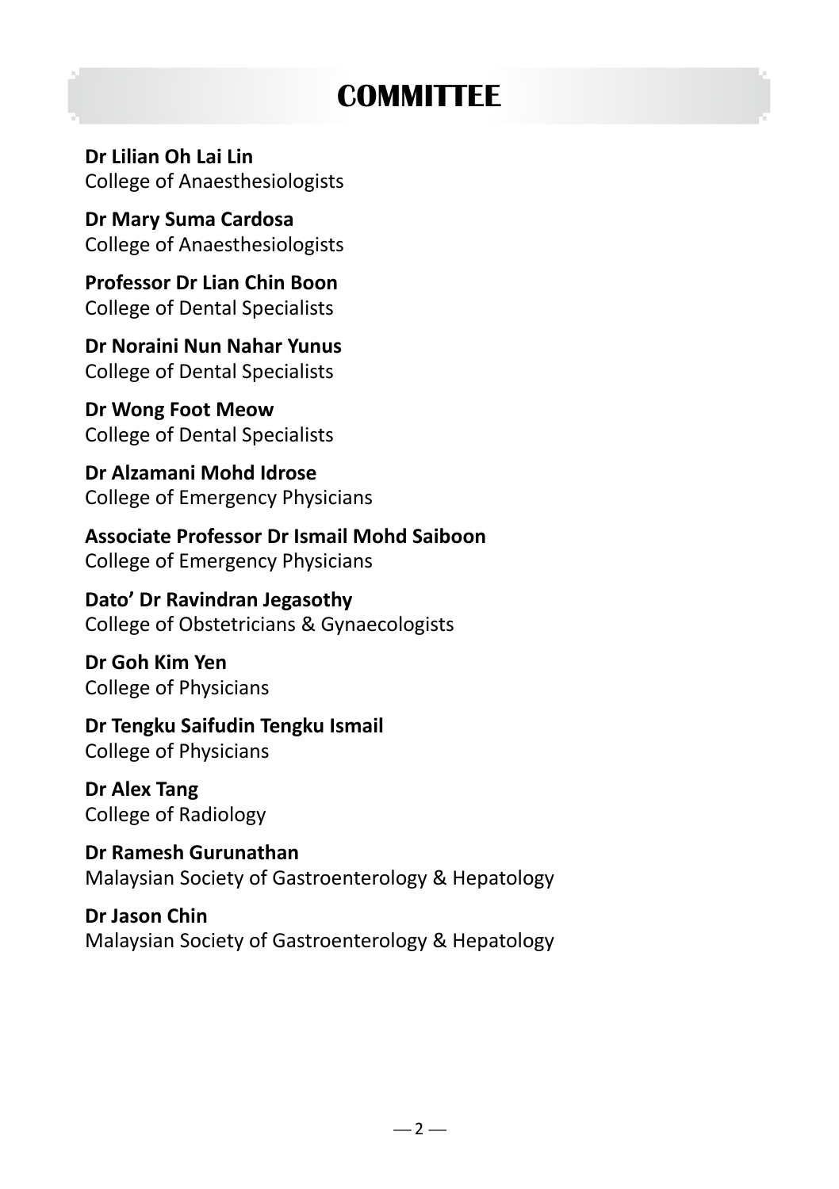# COMMITTEE

**Dr Lilian Oh Lai Lin**
College of Anaesthesiologists

**Dr Mary Suma Cardosa**
College of Anaesthesiologists

**Professor Dr Lian Chin Boon**
College of Dental Specialists

**Dr Noraini Nun Nahar Yunus**
College of Dental Specialists

**Dr Wong Foot Meow**
College of Dental Specialists

**Dr Alzamani Mohd Idrose**
College of Emergency Physicians

**Associate Professor Dr Ismail Mohd Saiboon**
College of Emergency Physicians

**Dato' Dr Ravindran Jegasothy**
College of Obstetricians & Gynaecologists

**Dr Goh Kim Yen**
College of Physicians

**Dr Tengku Saifudin Tengku Ismail**
College of Physicians

**Dr Alex Tang**
College of Radiology

**Dr Ramesh Gurunathan**
Malaysian Society of Gastroenterology & Hepatology

**Dr Jason Chin**
Malaysian Society of Gastroenterology & Hepatology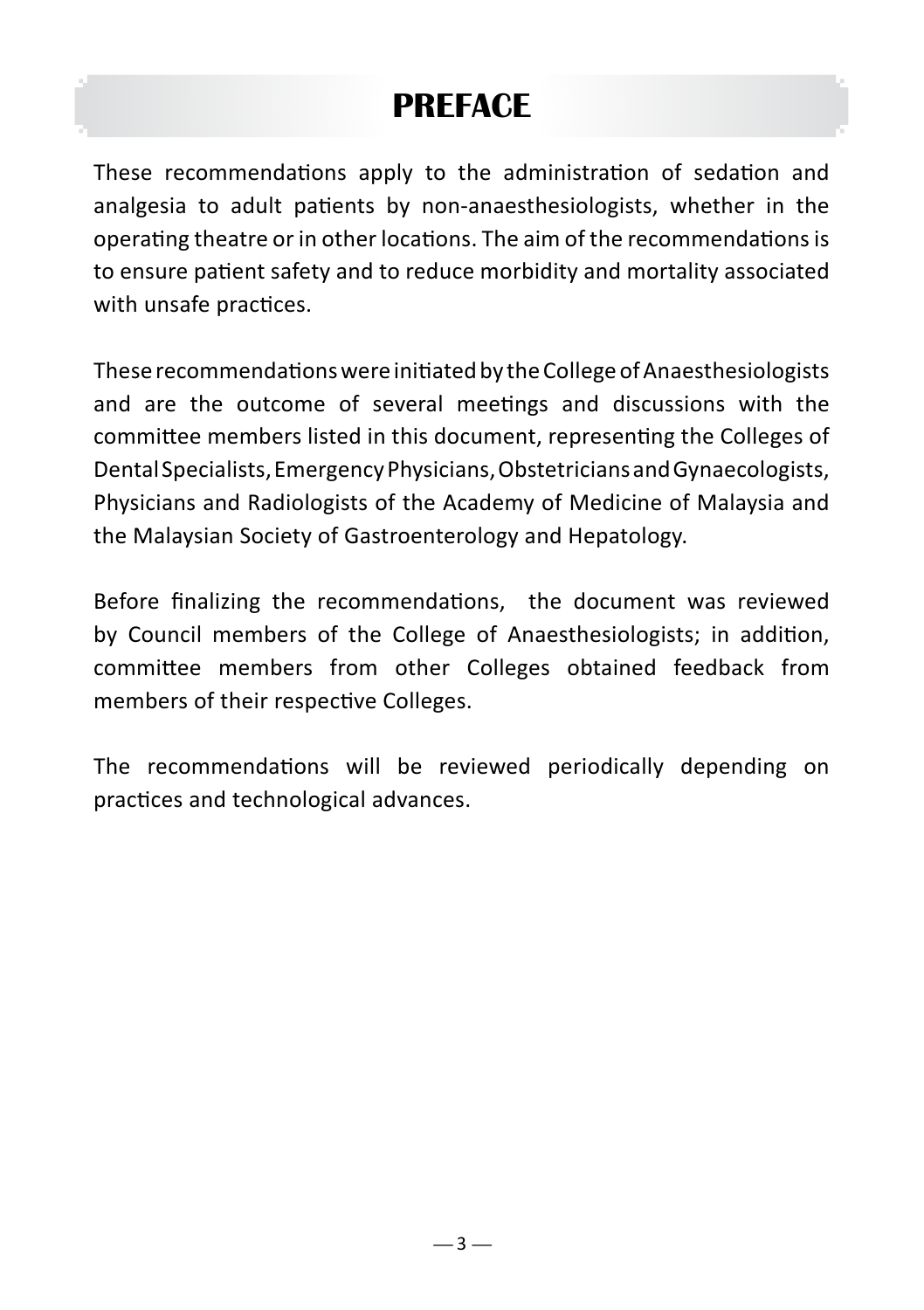# PREFACE

These recommendations apply to the administration of sedation and analgesia to adult patients by non-anaesthesiologists, whether in the operating theatre or in other locations. The aim of the recommendations is to ensure patient safety and to reduce morbidity and mortality associated with unsafe practices.

These recommendations were initiated by the College of Anaesthesiologists and are the outcome of several meetings and discussions with the committee members listed in this document, representing the Colleges of Dental Specialists, Emergency Physicians, Obstetricians and Gynaecologists, Physicians and Radiologists of the Academy of Medicine of Malaysia and the Malaysian Society of Gastroenterology and Hepatology.

Before finalizing the recommendations, the document was reviewed by Council members of the College of Anaesthesiologists; in addition, committee members from other Colleges obtained feedback from members of their respective Colleges.

The recommendations will be reviewed periodically depending on practices and technological advances.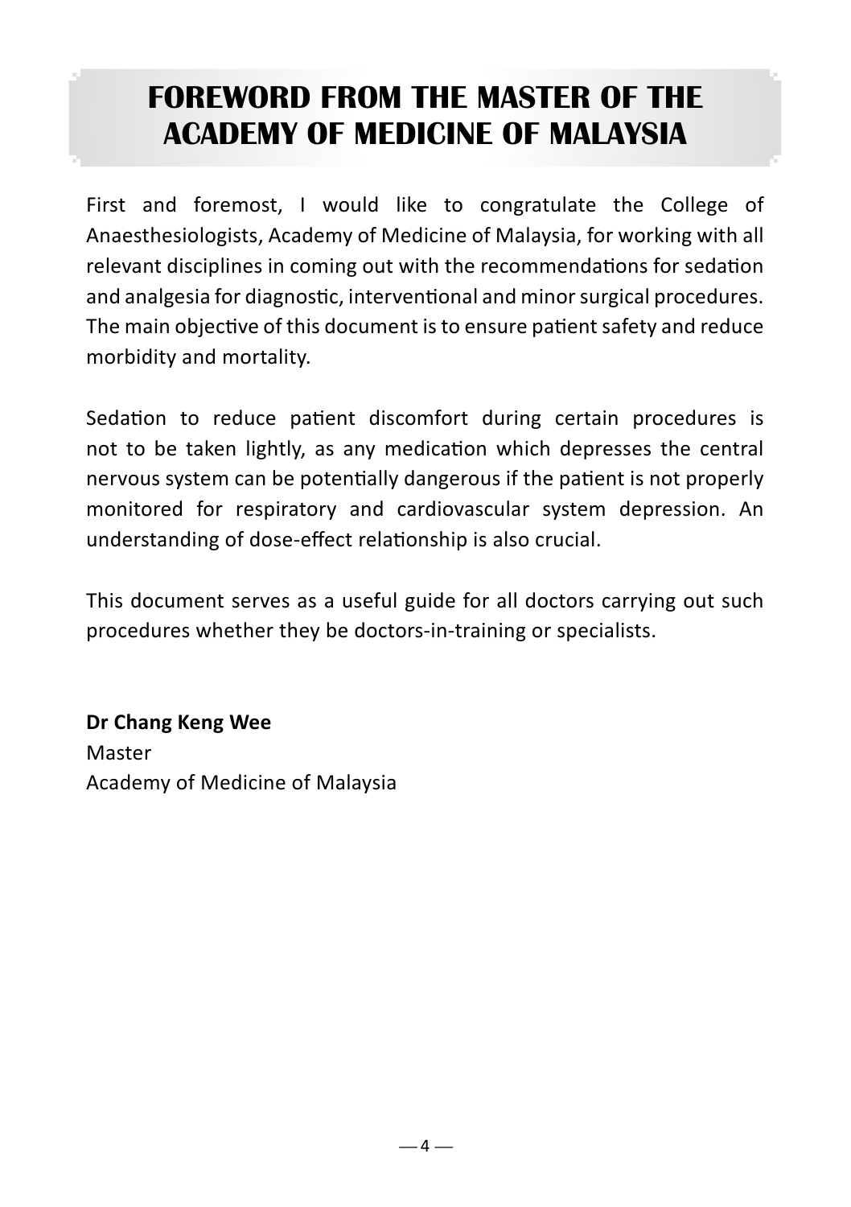# FOREWORD FROM THE MASTER OF THE ACADEMY OF MEDICINE OF MALAYSIA

First and foremost, I would like to congratulate the College of Anaesthesiologists, Academy of Medicine of Malaysia, for working with all relevant disciplines in coming out with the recommendations for sedation and analgesia for diagnostic, interventional and minor surgical procedures. The main objective of this document is to ensure patient safety and reduce morbidity and mortality.

Sedation to reduce patient discomfort during certain procedures is not to be taken lightly, as any medication which depresses the central nervous system can be potentially dangerous if the patient is not properly monitored for respiratory and cardiovascular system depression. An understanding of dose-effect relationship is also crucial.

This document serves as a useful guide for all doctors carrying out such procedures whether they be doctors-in-training or specialists.

**Dr Chang Keng Wee**
Master
Academy of Medicine of Malaysia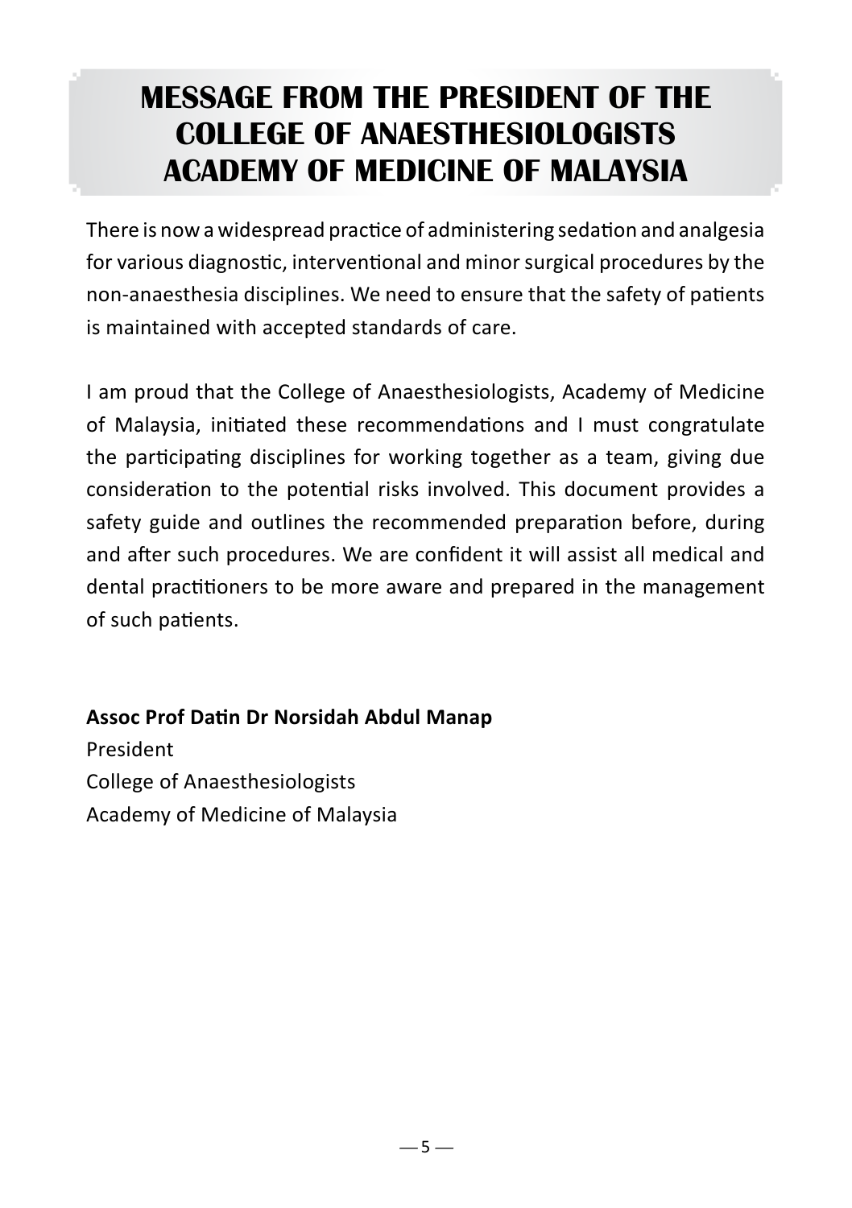# MESSAGE FROM THE PRESIDENT OF THE COLLEGE OF ANAESTHESIOLOGISTS ACADEMY OF MEDICINE OF MALAYSIA

There is now a widespread practice of administering sedation and analgesia for various diagnostic, interventional and minor surgical procedures by the non-anaesthesia disciplines. We need to ensure that the safety of patients is maintained with accepted standards of care.

I am proud that the College of Anaesthesiologists, Academy of Medicine of Malaysia, initiated these recommendations and I must congratulate the participating disciplines for working together as a team, giving due consideration to the potential risks involved. This document provides a safety guide and outlines the recommended preparation before, during and after such procedures. We are confident it will assist all medical and dental practitioners to be more aware and prepared in the management of such patients.

**Assoc Prof Datin Dr Norsidah Abdul Manap**
President
College of Anaesthesiologists
Academy of Medicine of Malaysia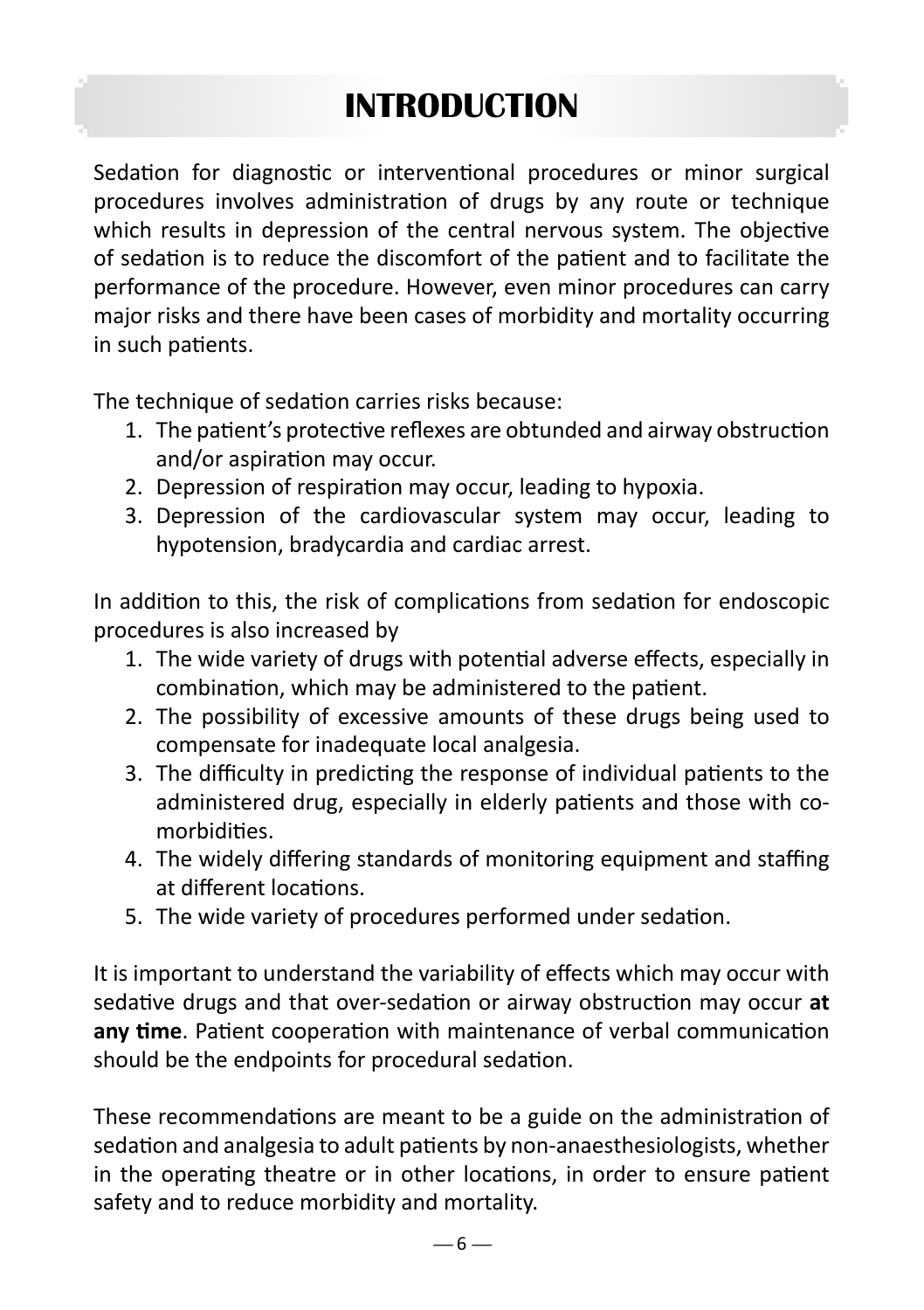# INTRODUCTION

Sedation for diagnostic or interventional procedures or minor surgical procedures involves administration of drugs by any route or technique which results in depression of the central nervous system. The objective of sedation is to reduce the discomfort of the patient and to facilitate the performance of the procedure. However, even minor procedures can carry major risks and there have been cases of morbidity and mortality occurring in such patients.

The technique of sedation carries risks because:

1. The patient's protective reflexes are obtunded and airway obstruction and/or aspiration may occur.
2. Depression of respiration may occur, leading to hypoxia.
3. Depression of the cardiovascular system may occur, leading to hypotension, bradycardia and cardiac arrest.

In addition to this, the risk of complications from sedation for endoscopic procedures is also increased by

1. The wide variety of drugs with potential adverse effects, especially in combination, which may be administered to the patient.
2. The possibility of excessive amounts of these drugs being used to compensate for inadequate local analgesia.
3. The difficulty in predicting the response of individual patients to the administered drug, especially in elderly patients and those with co-morbidities.
4. The widely differing standards of monitoring equipment and staffing at different locations.
5. The wide variety of procedures performed under sedation.

It is important to understand the variability of effects which may occur with sedative drugs and that over-sedation or airway obstruction may occur **at any time**. Patient cooperation with maintenance of verbal communication should be the endpoints for procedural sedation.

These recommendations are meant to be a guide on the administration of sedation and analgesia to adult patients by non-anaesthesiologists, whether in the operating theatre or in other locations, in order to ensure patient safety and to reduce morbidity and mortality.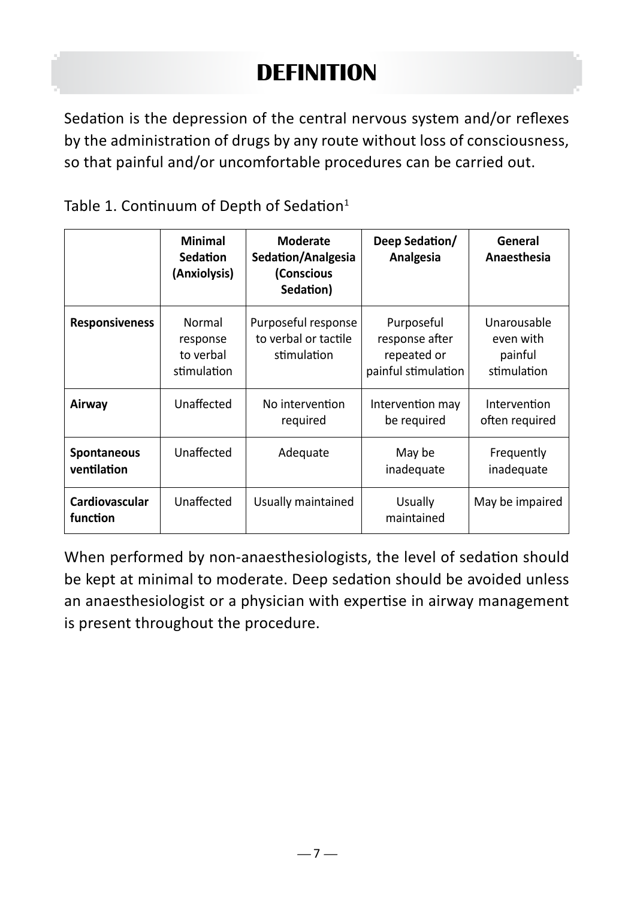# DEFINITION

Sedation is the depression of the central nervous system and/or reflexes by the administration of drugs by any route without loss of consciousness, so that painful and/or uncomfortable procedures can be carried out.

Table 1. Continuum of Depth of Sedation[1]

| | Minimal Sedation (Anxiolysis) | Moderate Sedation/Analgesia (Conscious Sedation) | Deep Sedation/ Analgesia | General Anaesthesia |
|---|---|---|---|---|
| **Responsiveness** | Normal response to verbal stimulation | Purposeful response to verbal or tactile stimulation | Purposeful response after repeated or painful stimulation | Unarousable even with painful stimulation |
| **Airway** | Unaffected | No intervention required | Intervention may be required | Intervention often required |
| **Spontaneous ventilation** | Unaffected | Adequate | May be inadequate | Frequently inadequate |
| **Cardiovascular function** | Unaffected | Usually maintained | Usually maintained | May be impaired |

When performed by non-anaesthesiologists, the level of sedation should be kept at minimal to moderate. Deep sedation should be avoided unless an anaesthesiologist or a physician with expertise in airway management is present throughout the procedure.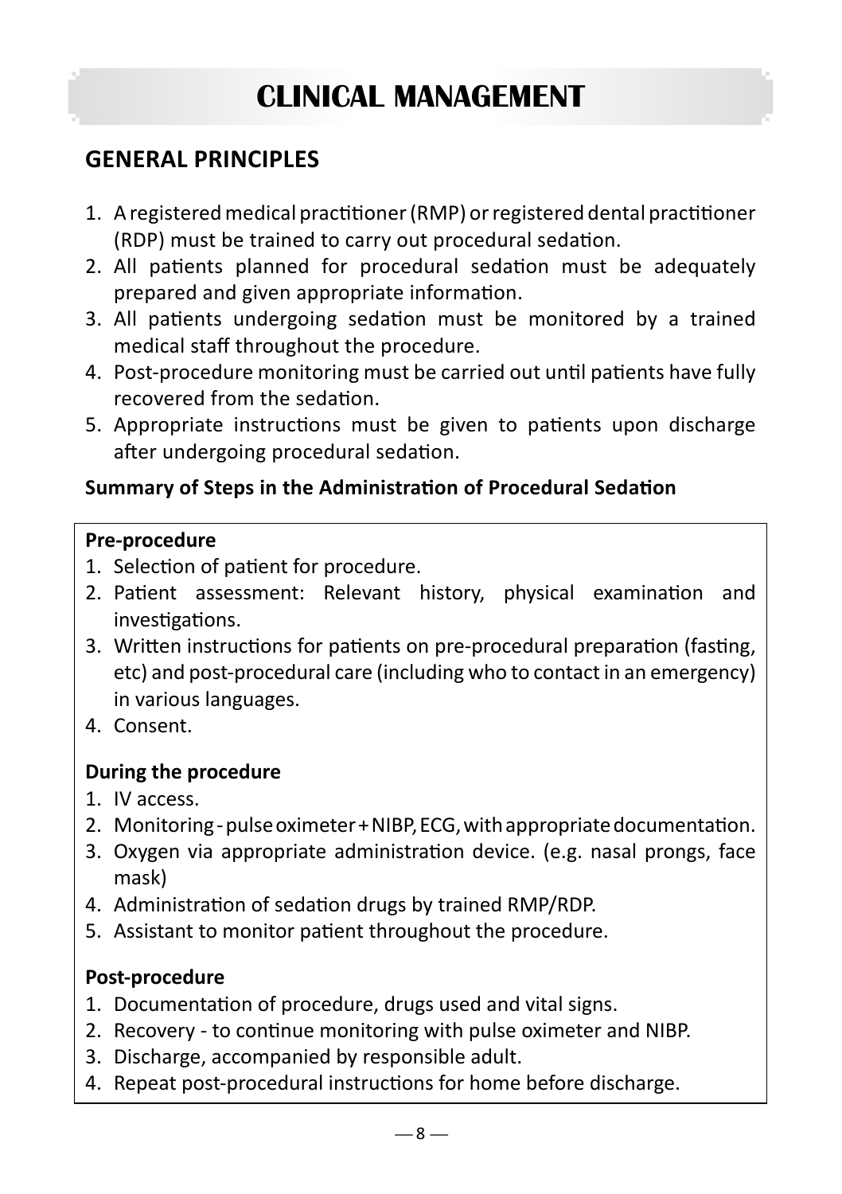# CLINICAL MANAGEMENT

## GENERAL PRINCIPLES

1. A registered medical practitioner (RMP) or registered dental practitioner (RDP) must be trained to carry out procedural sedation.
2. All patients planned for procedural sedation must be adequately prepared and given appropriate information.
3. All patients undergoing sedation must be monitored by a trained medical staff throughout the procedure.
4. Post-procedure monitoring must be carried out until patients have fully recovered from the sedation.
5. Appropriate instructions must be given to patients upon discharge after undergoing procedural sedation.

**Summary of Steps in the Administration of Procedural Sedation**

**Pre-procedure**

1. Selection of patient for procedure.
2. Patient assessment: Relevant history, physical examination and investigations.
3. Written instructions for patients on pre-procedural preparation (fasting, etc) and post-procedural care (including who to contact in an emergency) in various languages.
4. Consent.

**During the procedure**

1. IV access.
2. Monitoring - pulse oximeter + NIBP, ECG, with appropriate documentation.
3. Oxygen via appropriate administration device. (e.g. nasal prongs, face mask)
4. Administration of sedation drugs by trained RMP/RDP.
5. Assistant to monitor patient throughout the procedure.

**Post-procedure**

1. Documentation of procedure, drugs used and vital signs.
2. Recovery - to continue monitoring with pulse oximeter and NIBP.
3. Discharge, accompanied by responsible adult.
4. Repeat post-procedural instructions for home before discharge.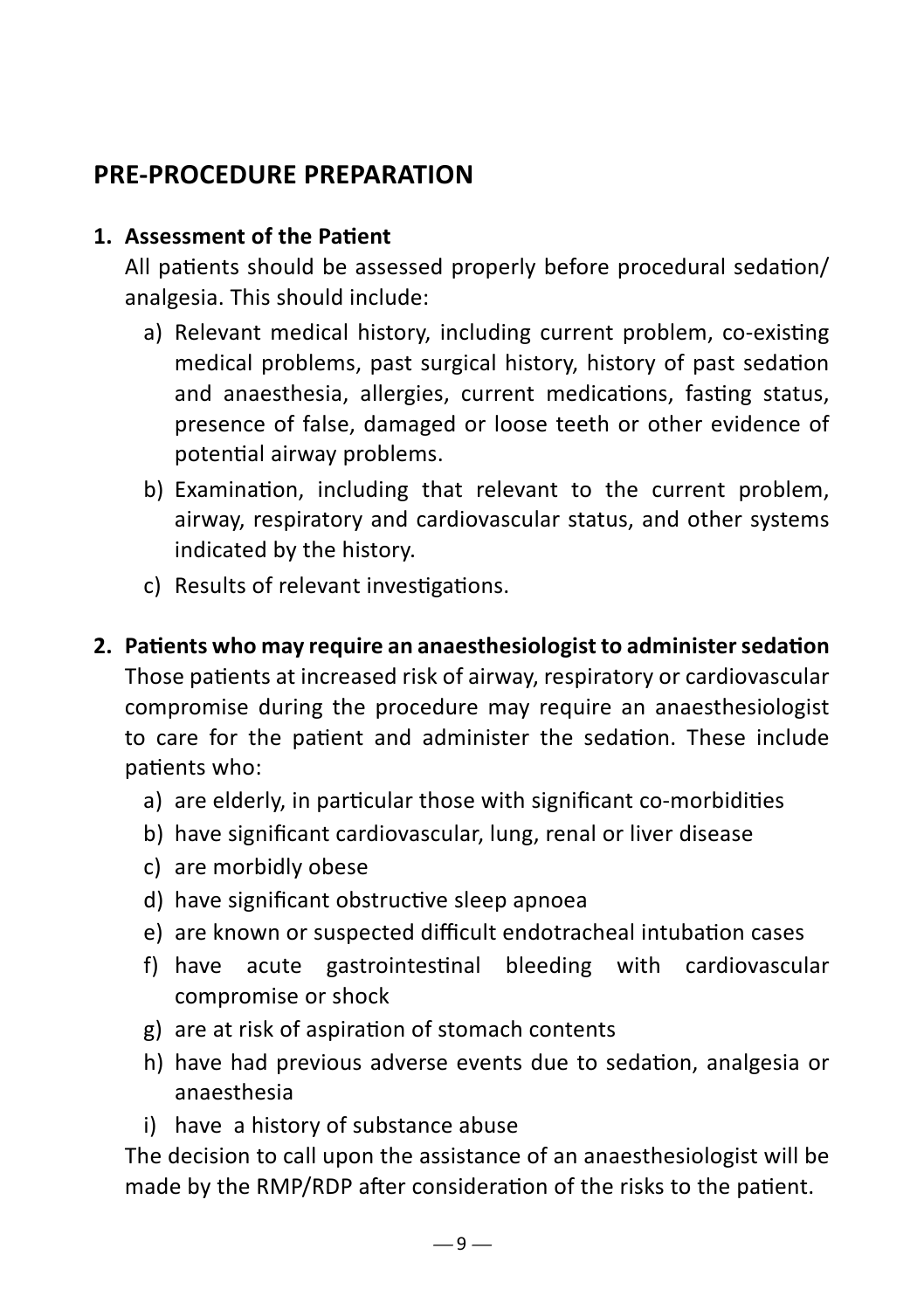## PRE-PROCEDURE PREPARATION

1. **Assessment of the Patient**

   All patients should be assessed properly before procedural sedation/analgesia. This should include:

   a) Relevant medical history, including current problem, co-existing medical problems, past surgical history, history of past sedation and anaesthesia, allergies, current medications, fasting status, presence of false, damaged or loose teeth or other evidence of potential airway problems.

   b) Examination, including that relevant to the current problem, airway, respiratory and cardiovascular status, and other systems indicated by the history.

   c) Results of relevant investigations.

2. **Patients who may require an anaesthesiologist to administer sedation**

   Those patients at increased risk of airway, respiratory or cardiovascular compromise during the procedure may require an anaesthesiologist to care for the patient and administer the sedation. These include patients who:

   a) are elderly, in particular those with significant co-morbidities

   b) have significant cardiovascular, lung, renal or liver disease

   c) are morbidly obese

   d) have significant obstructive sleep apnoea

   e) are known or suspected difficult endotracheal intubation cases

   f) have acute gastrointestinal bleeding with cardiovascular compromise or shock

   g) are at risk of aspiration of stomach contents

   h) have had previous adverse events due to sedation, analgesia or anaesthesia

   i) have a history of substance abuse

   The decision to call upon the assistance of an anaesthesiologist will be made by the RMP/RDP after consideration of the risks to the patient.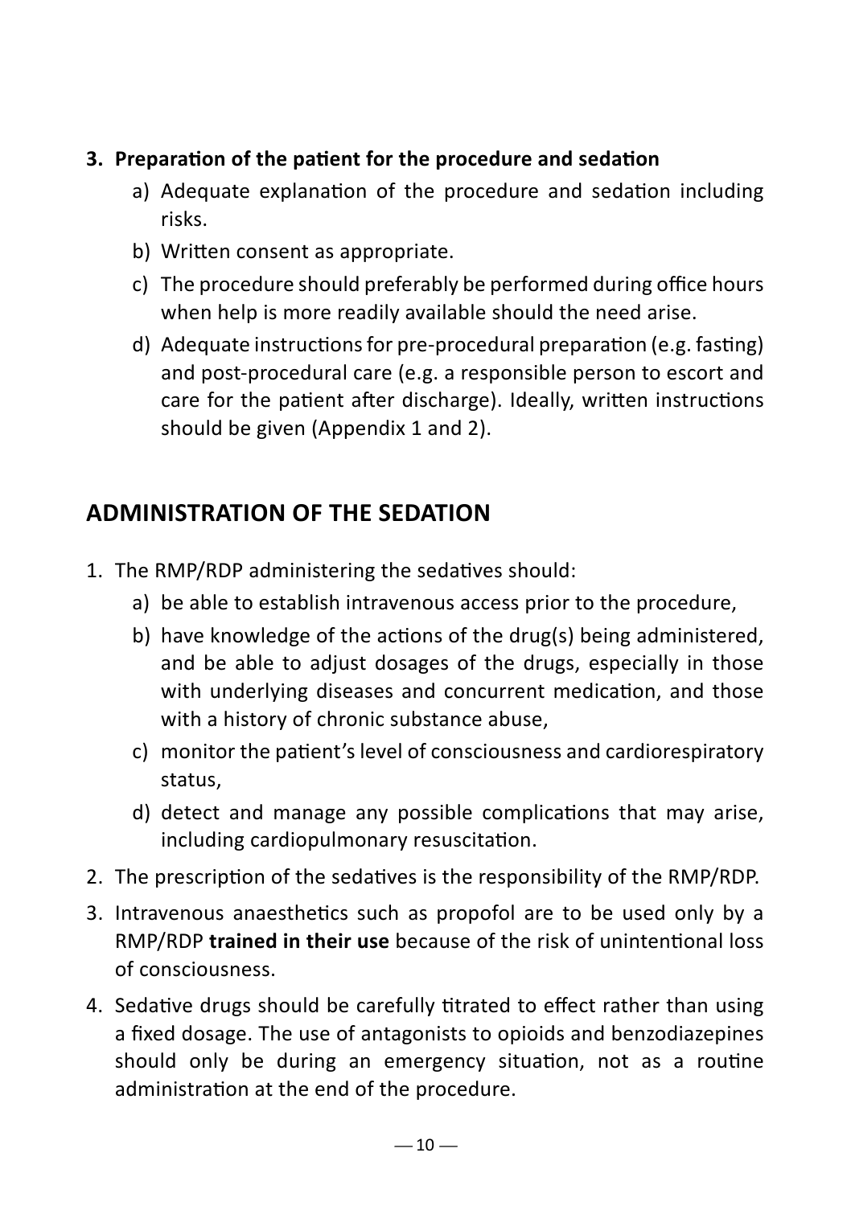**3. Preparation of the patient for the procedure and sedation**

a) Adequate explanation of the procedure and sedation including risks.

b) Written consent as appropriate.

c) The procedure should preferably be performed during office hours when help is more readily available should the need arise.

d) Adequate instructions for pre-procedural preparation (e.g. fasting) and post-procedural care (e.g. a responsible person to escort and care for the patient after discharge). Ideally, written instructions should be given (Appendix 1 and 2).

## ADMINISTRATION OF THE SEDATION

1. The RMP/RDP administering the sedatives should:
    a) be able to establish intravenous access prior to the procedure,
    b) have knowledge of the actions of the drug(s) being administered, and be able to adjust dosages of the drugs, especially in those with underlying diseases and concurrent medication, and those with a history of chronic substance abuse,
    c) monitor the patient's level of consciousness and cardiorespiratory status,
    d) detect and manage any possible complications that may arise, including cardiopulmonary resuscitation.
2. The prescription of the sedatives is the responsibility of the RMP/RDP.
3. Intravenous anaesthetics such as propofol are to be used only by a RMP/RDP **trained in their use** because of the risk of unintentional loss of consciousness.
4. Sedative drugs should be carefully titrated to effect rather than using a fixed dosage. The use of antagonists to opioids and benzodiazepines should only be during an emergency situation, not as a routine administration at the end of the procedure.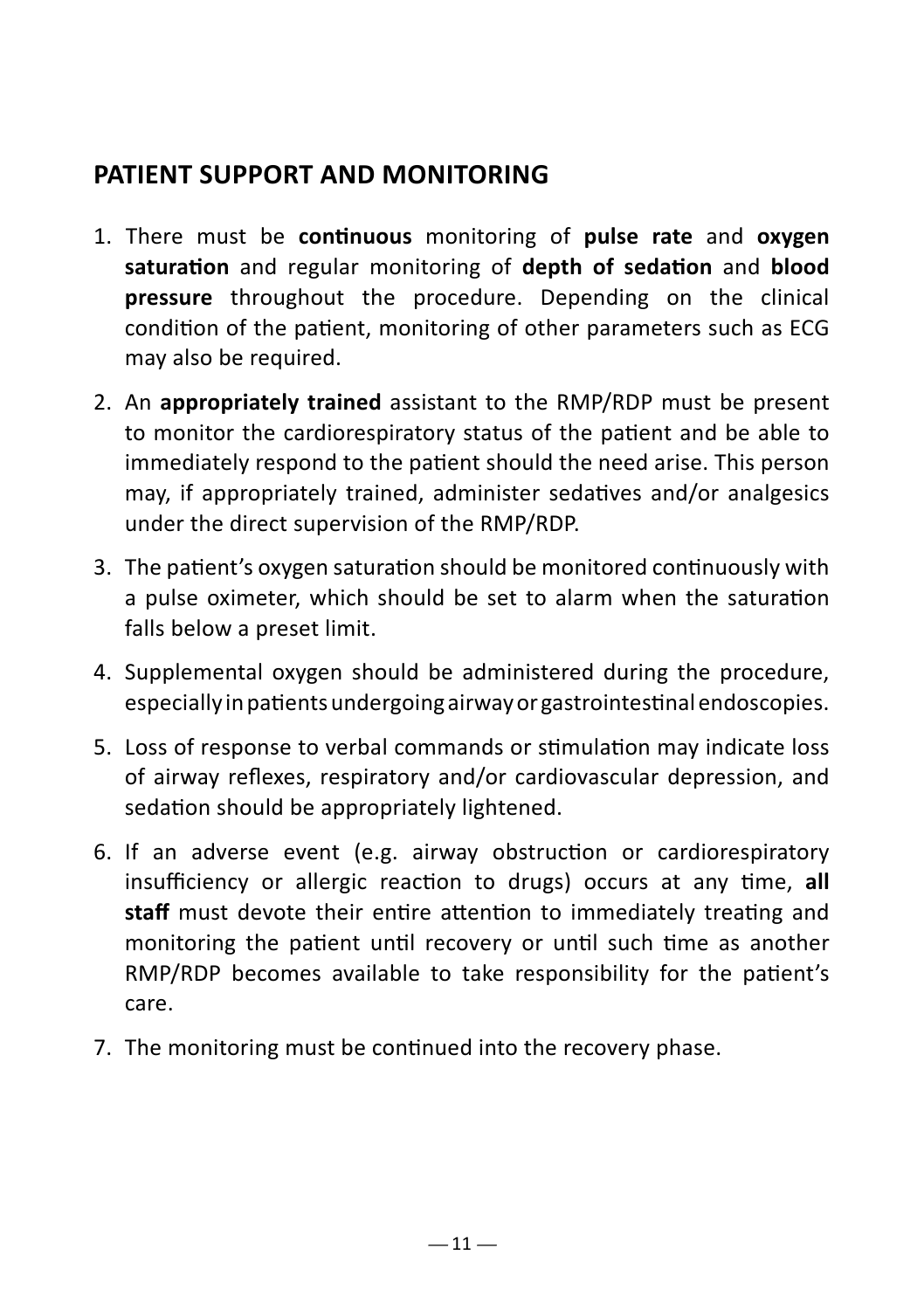## PATIENT SUPPORT AND MONITORING

1. There must be **continuous** monitoring of **pulse rate** and **oxygen saturation** and regular monitoring of **depth of sedation** and **blood pressure** throughout the procedure. Depending on the clinical condition of the patient, monitoring of other parameters such as ECG may also be required.

2. An **appropriately trained** assistant to the RMP/RDP must be present to monitor the cardiorespiratory status of the patient and be able to immediately respond to the patient should the need arise. This person may, if appropriately trained, administer sedatives and/or analgesics under the direct supervision of the RMP/RDP.

3. The patient's oxygen saturation should be monitored continuously with a pulse oximeter, which should be set to alarm when the saturation falls below a preset limit.

4. Supplemental oxygen should be administered during the procedure, especially in patients undergoing airway or gastrointestinal endoscopies.

5. Loss of response to verbal commands or stimulation may indicate loss of airway reflexes, respiratory and/or cardiovascular depression, and sedation should be appropriately lightened.

6. If an adverse event (e.g. airway obstruction or cardiorespiratory insufficiency or allergic reaction to drugs) occurs at any time, **all staff** must devote their entire attention to immediately treating and monitoring the patient until recovery or until such time as another RMP/RDP becomes available to take responsibility for the patient's care.

7. The monitoring must be continued into the recovery phase.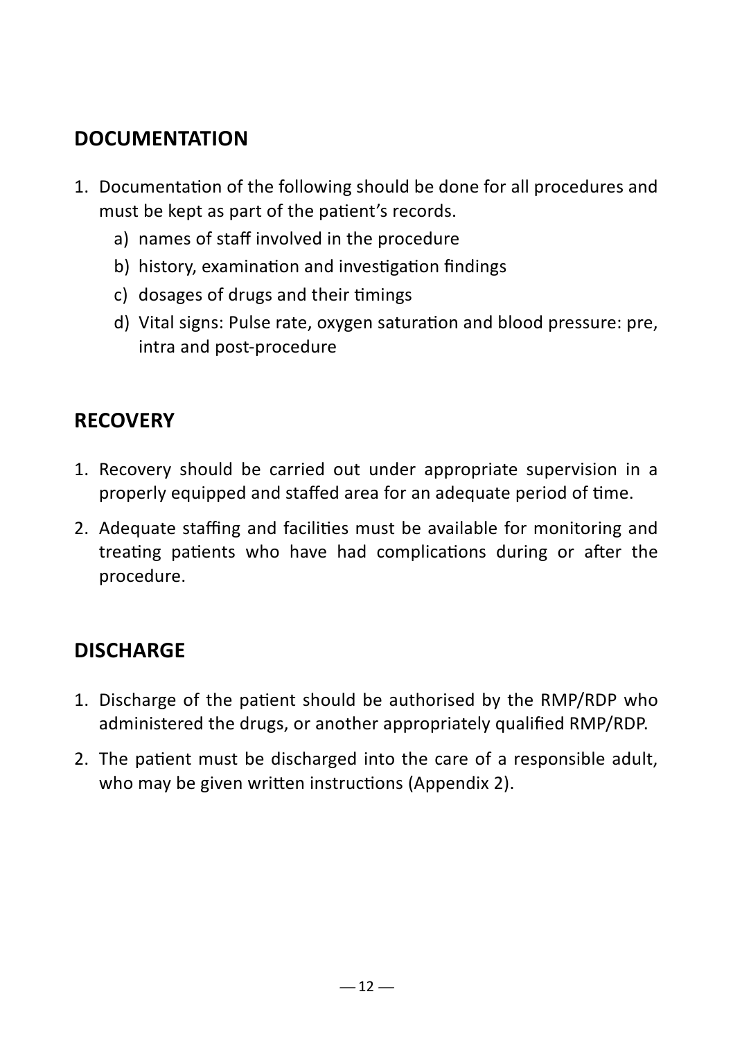## DOCUMENTATION

1. Documentation of the following should be done for all procedures and must be kept as part of the patient's records.
   a) names of staff involved in the procedure
   b) history, examination and investigation findings
   c) dosages of drugs and their timings
   d) Vital signs: Pulse rate, oxygen saturation and blood pressure: pre, intra and post-procedure

## RECOVERY

1. Recovery should be carried out under appropriate supervision in a properly equipped and staffed area for an adequate period of time.
2. Adequate staffing and facilities must be available for monitoring and treating patients who have had complications during or after the procedure.

## DISCHARGE

1. Discharge of the patient should be authorised by the RMP/RDP who administered the drugs, or another appropriately qualified RMP/RDP.
2. The patient must be discharged into the care of a responsible adult, who may be given written instructions (Appendix 2).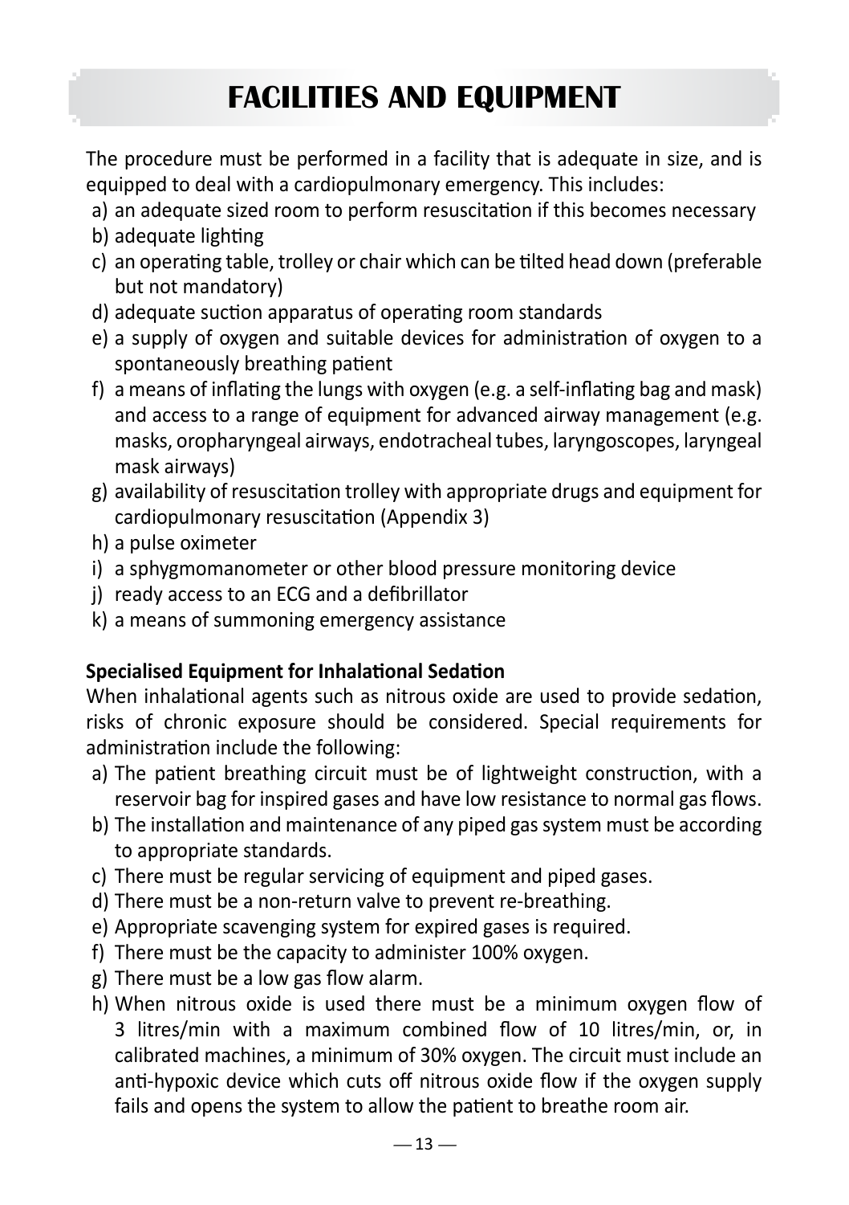# FACILITIES AND EQUIPMENT

The procedure must be performed in a facility that is adequate in size, and is equipped to deal with a cardiopulmonary emergency. This includes:

a) an adequate sized room to perform resuscitation if this becomes necessary
b) adequate lighting
c) an operating table, trolley or chair which can be tilted head down (preferable but not mandatory)
d) adequate suction apparatus of operating room standards
e) a supply of oxygen and suitable devices for administration of oxygen to a spontaneously breathing patient
f) a means of inflating the lungs with oxygen (e.g. a self-inflating bag and mask) and access to a range of equipment for advanced airway management (e.g. masks, oropharyngeal airways, endotracheal tubes, laryngoscopes, laryngeal mask airways)
g) availability of resuscitation trolley with appropriate drugs and equipment for cardiopulmonary resuscitation (Appendix 3)
h) a pulse oximeter
i) a sphygmomanometer or other blood pressure monitoring device
j) ready access to an ECG and a defibrillator
k) a means of summoning emergency assistance

**Specialised Equipment for Inhalational Sedation**

When inhalational agents such as nitrous oxide are used to provide sedation, risks of chronic exposure should be considered. Special requirements for administration include the following:

a) The patient breathing circuit must be of lightweight construction, with a reservoir bag for inspired gases and have low resistance to normal gas flows.
b) The installation and maintenance of any piped gas system must be according to appropriate standards.
c) There must be regular servicing of equipment and piped gases.
d) There must be a non-return valve to prevent re-breathing.
e) Appropriate scavenging system for expired gases is required.
f) There must be the capacity to administer 100% oxygen.
g) There must be a low gas flow alarm.
h) When nitrous oxide is used there must be a minimum oxygen flow of 3 litres/min with a maximum combined flow of 10 litres/min, or, in calibrated machines, a minimum of 30% oxygen. The circuit must include an anti-hypoxic device which cuts off nitrous oxide flow if the oxygen supply fails and opens the system to allow the patient to breathe room air.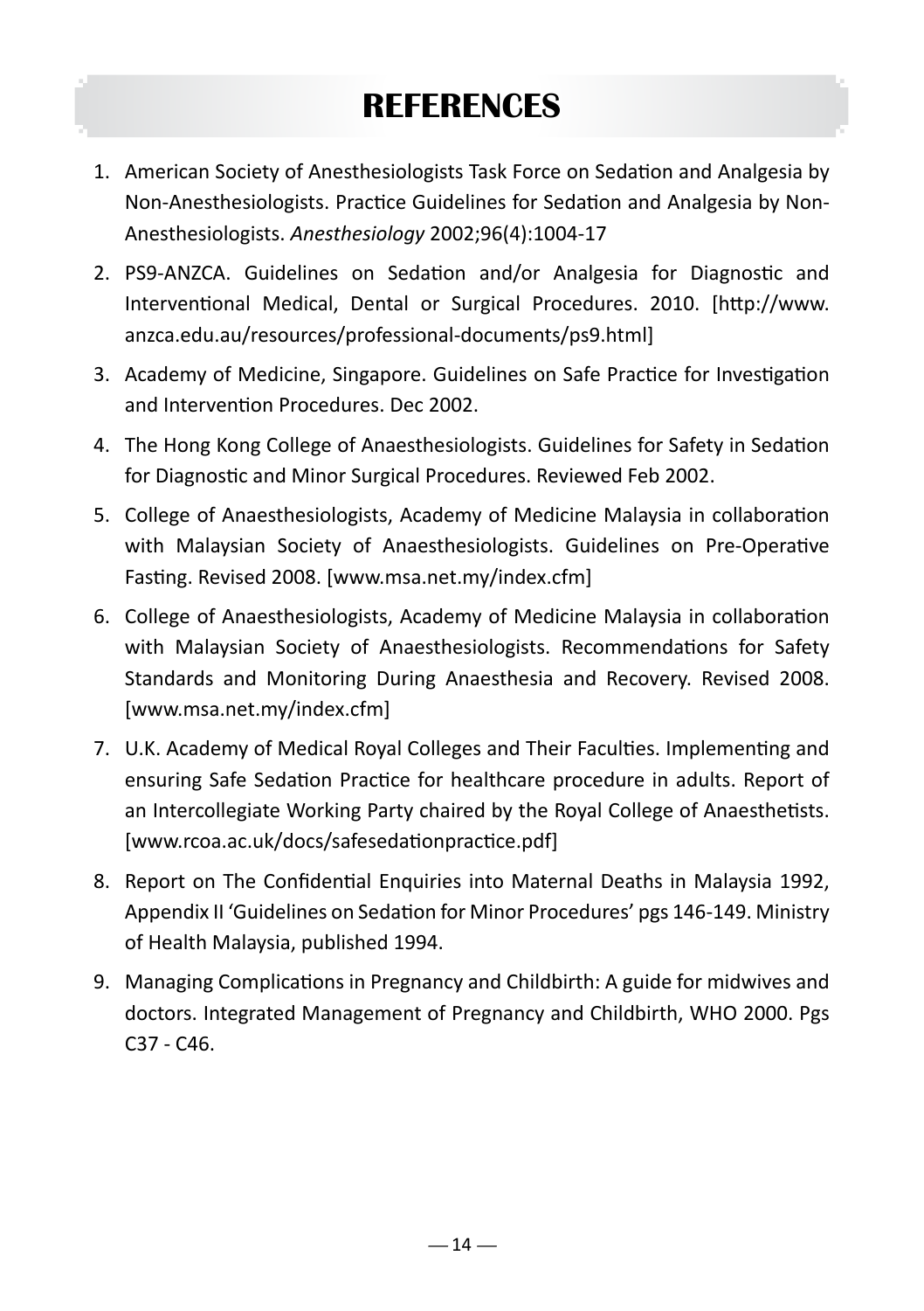# REFERENCES

1. American Society of Anesthesiologists Task Force on Sedation and Analgesia by Non-Anesthesiologists. Practice Guidelines for Sedation and Analgesia by Non-Anesthesiologists. *Anesthesiology* 2002;96(4):1004-17
2. PS9-ANZCA. Guidelines on Sedation and/or Analgesia for Diagnostic and Interventional Medical, Dental or Surgical Procedures. 2010. [http://www.anzca.edu.au/resources/professional-documents/ps9.html]
3. Academy of Medicine, Singapore. Guidelines on Safe Practice for Investigation and Intervention Procedures. Dec 2002.
4. The Hong Kong College of Anaesthesiologists. Guidelines for Safety in Sedation for Diagnostic and Minor Surgical Procedures. Reviewed Feb 2002.
5. College of Anaesthesiologists, Academy of Medicine Malaysia in collaboration with Malaysian Society of Anaesthesiologists. Guidelines on Pre-Operative Fasting. Revised 2008. [www.msa.net.my/index.cfm]
6. College of Anaesthesiologists, Academy of Medicine Malaysia in collaboration with Malaysian Society of Anaesthesiologists. Recommendations for Safety Standards and Monitoring During Anaesthesia and Recovery. Revised 2008. [www.msa.net.my/index.cfm]
7. U.K. Academy of Medical Royal Colleges and Their Faculties. Implementing and ensuring Safe Sedation Practice for healthcare procedure in adults. Report of an Intercollegiate Working Party chaired by the Royal College of Anaesthetists. [www.rcoa.ac.uk/docs/safesedationpractice.pdf]
8. Report on The Confidential Enquiries into Maternal Deaths in Malaysia 1992, Appendix II 'Guidelines on Sedation for Minor Procedures' pgs 146-149. Ministry of Health Malaysia, published 1994.
9. Managing Complications in Pregnancy and Childbirth: A guide for midwives and doctors. Integrated Management of Pregnancy and Childbirth, WHO 2000. Pgs C37 - C46.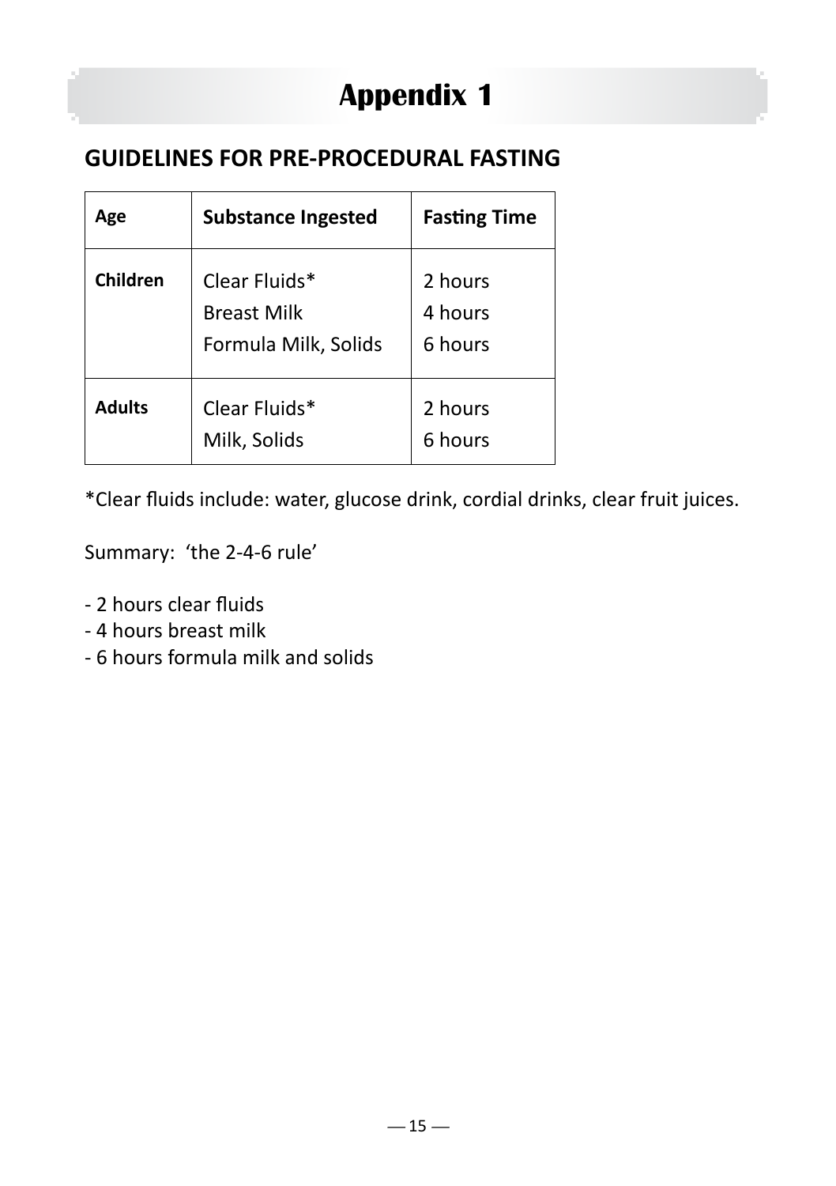# Appendix 1

## GUIDELINES FOR PRE-PROCEDURAL FASTING

| Age | Substance Ingested | Fasting Time |
|---|---|---|
| **Children** | Clear Fluids*<br>Breast Milk<br>Formula Milk, Solids | 2 hours<br>4 hours<br>6 hours |
| **Adults** | Clear Fluids*<br>Milk, Solids | 2 hours<br>6 hours |

*Clear fluids include: water, glucose drink, cordial drinks, clear fruit juices.

Summary: 'the 2-4-6 rule'

- 2 hours clear fluids
- 4 hours breast milk
- 6 hours formula milk and solids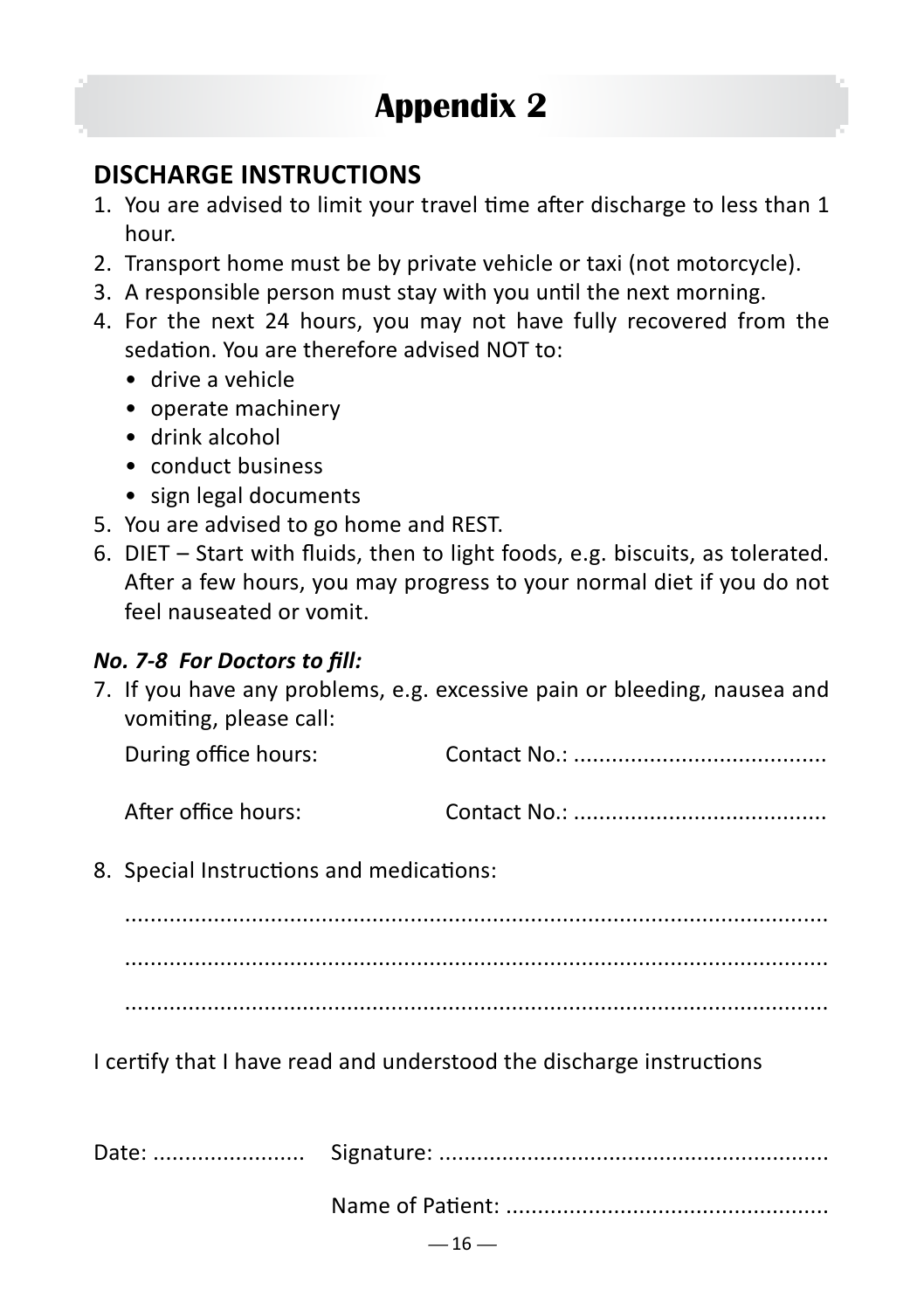# Appendix 2

## DISCHARGE INSTRUCTIONS

1. You are advised to limit your travel time after discharge to less than 1 hour.
2. Transport home must be by private vehicle or taxi (not motorcycle).
3. A responsible person must stay with you until the next morning.
4. For the next 24 hours, you may not have fully recovered from the sedation. You are therefore advised NOT to:
   - drive a vehicle
   - operate machinery
   - drink alcohol
   - conduct business
   - sign legal documents
5. You are advised to go home and REST.
6. DIET – Start with fluids, then to light foods, e.g. biscuits, as tolerated. After a few hours, you may progress to your normal diet if you do not feel nauseated or vomit.

***No. 7-8 For Doctors to fill:***

7. If you have any problems, e.g. excessive pain or bleeding, nausea and vomiting, please call:

   During office hours: Contact No.: ........................................

   After office hours: Contact No.: ........................................

8. Special Instructions and medications:

   ........................................................................................................

   ........................................................................................................

   ........................................................................................................

I certify that I have read and understood the discharge instructions

Date: ........................ Signature: .............................................................

Name of Patient: ...................................................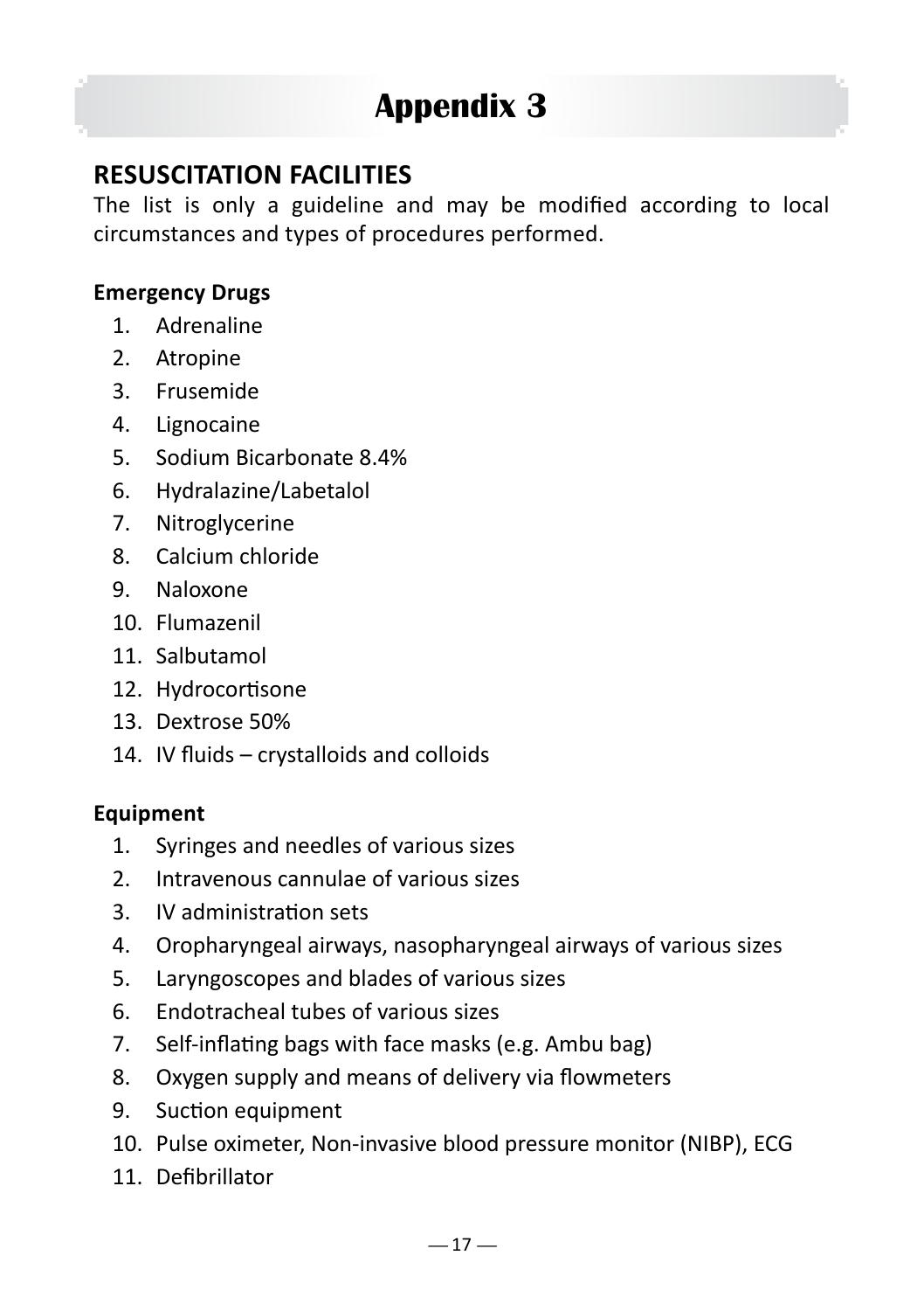# Appendix 3

## RESUSCITATION FACILITIES

The list is only a guideline and may be modified according to local circumstances and types of procedures performed.

### Emergency Drugs

1. Adrenaline
2. Atropine
3. Frusemide
4. Lignocaine
5. Sodium Bicarbonate 8.4%
6. Hydralazine/Labetalol
7. Nitroglycerine
8. Calcium chloride
9. Naloxone
10. Flumazenil
11. Salbutamol
12. Hydrocortisone
13. Dextrose 50%
14. IV fluids – crystalloids and colloids

### Equipment

1. Syringes and needles of various sizes
2. Intravenous cannulae of various sizes
3. IV administration sets
4. Oropharyngeal airways, nasopharyngeal airways of various sizes
5. Laryngoscopes and blades of various sizes
6. Endotracheal tubes of various sizes
7. Self-inflating bags with face masks (e.g. Ambu bag)
8. Oxygen supply and means of delivery via flowmeters
9. Suction equipment
10. Pulse oximeter, Non-invasive blood pressure monitor (NIBP), ECG
11. Defibrillator